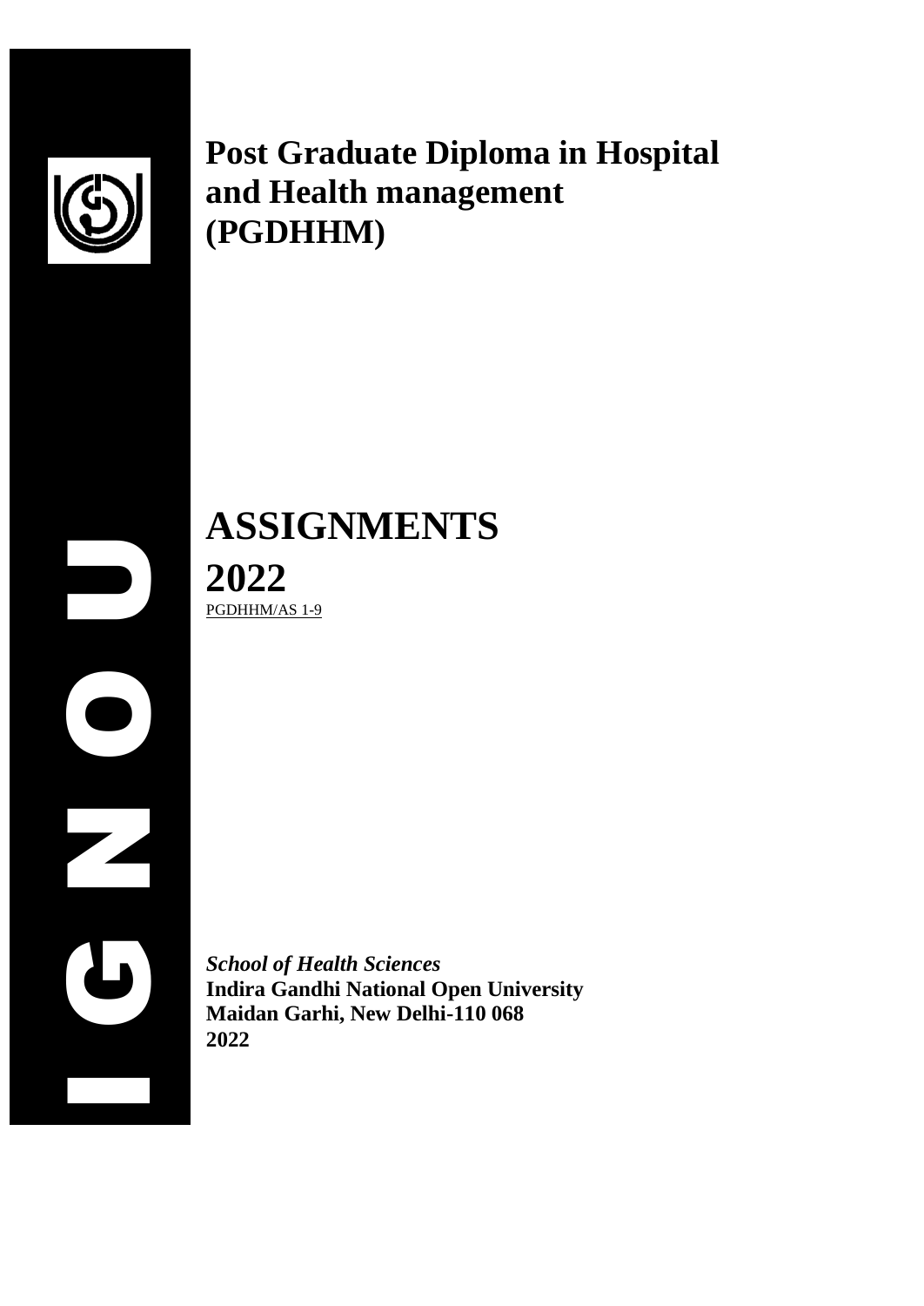# Post Graduate Diploma in Hospital and Health management (PGDHHM)

# ASSIGNMENTS

## 2022

PGDHHM/AS 1-9

*School of Health Sciences*
**Indira Gandhi National Open University**
**Maidan Garhi, New Delhi-110 068**
**2022**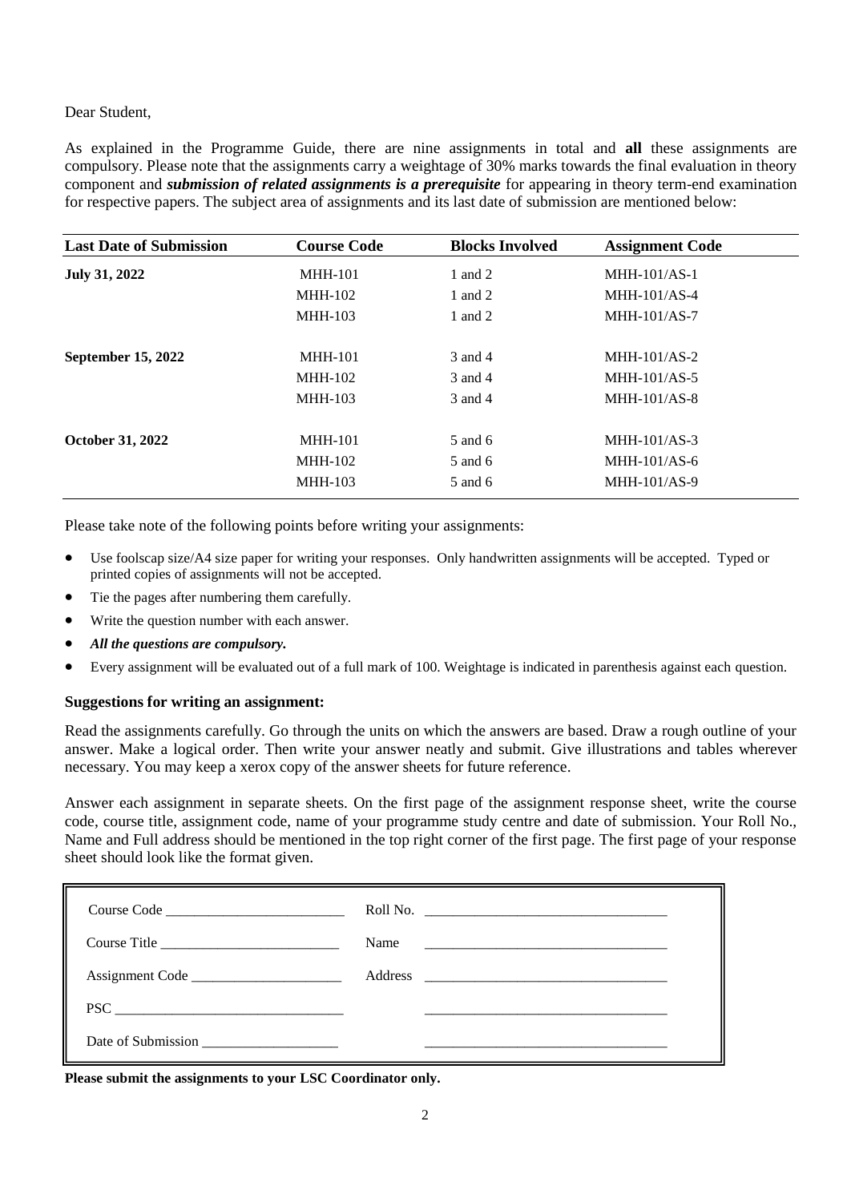Dear Student,

As explained in the Programme Guide, there are nine assignments in total and **all** these assignments are compulsory. Please note that the assignments carry a weightage of 30% marks towards the final evaluation in theory component and ***submission of related assignments is a prerequisite*** for appearing in theory term-end examination for respective papers. The subject area of assignments and its last date of submission are mentioned below:

| Last Date of Submission | Course Code | Blocks Involved | Assignment Code |
|---|---|---|---|
| **July 31, 2022** | MHH-101 | 1 and 2 | MHH-101/AS-1 |
| | MHH-102 | 1 and 2 | MHH-101/AS-4 |
| | MHH-103 | 1 and 2 | MHH-101/AS-7 |
| **September 15, 2022** | MHH-101 | 3 and 4 | MHH-101/AS-2 |
| | MHH-102 | 3 and 4 | MHH-101/AS-5 |
| | MHH-103 | 3 and 4 | MHH-101/AS-8 |
| **October 31, 2022** | MHH-101 | 5 and 6 | MHH-101/AS-3 |
| | MHH-102 | 5 and 6 | MHH-101/AS-6 |
| | MHH-103 | 5 and 6 | MHH-101/AS-9 |

Please take note of the following points before writing your assignments:

- Use foolscap size/A4 size paper for writing your responses. Only handwritten assignments will be accepted. Typed or printed copies of assignments will not be accepted.
- Tie the pages after numbering them carefully.
- Write the question number with each answer.
- ***All the questions are compulsory.***
- Every assignment will be evaluated out of a full mark of 100. Weightage is indicated in parenthesis against each question.

### Suggestions for writing an assignment:

Read the assignments carefully. Go through the units on which the answers are based. Draw a rough outline of your answer. Make a logical order. Then write your answer neatly and submit. Give illustrations and tables wherever necessary. You may keep a xerox copy of the answer sheets for future reference.

Answer each assignment in separate sheets. On the first page of the assignment response sheet, write the course code, course title, assignment code, name of your programme study centre and date of submission. Your Roll No., Name and Full address should be mentioned in the top right corner of the first page. The first page of your response sheet should look like the format given.

| | |
|---|---|
| Course Code ____________________ | Roll No. ____________________ |
| Course Title ____________________ | Name ____________________ |
| Assignment Code ____________________ | Address ____________________ |
| PSC ____________________ | ____________________ |
| Date of Submission ____________________ | ____________________ |

**Please submit the assignments to your LSC Coordinator only.**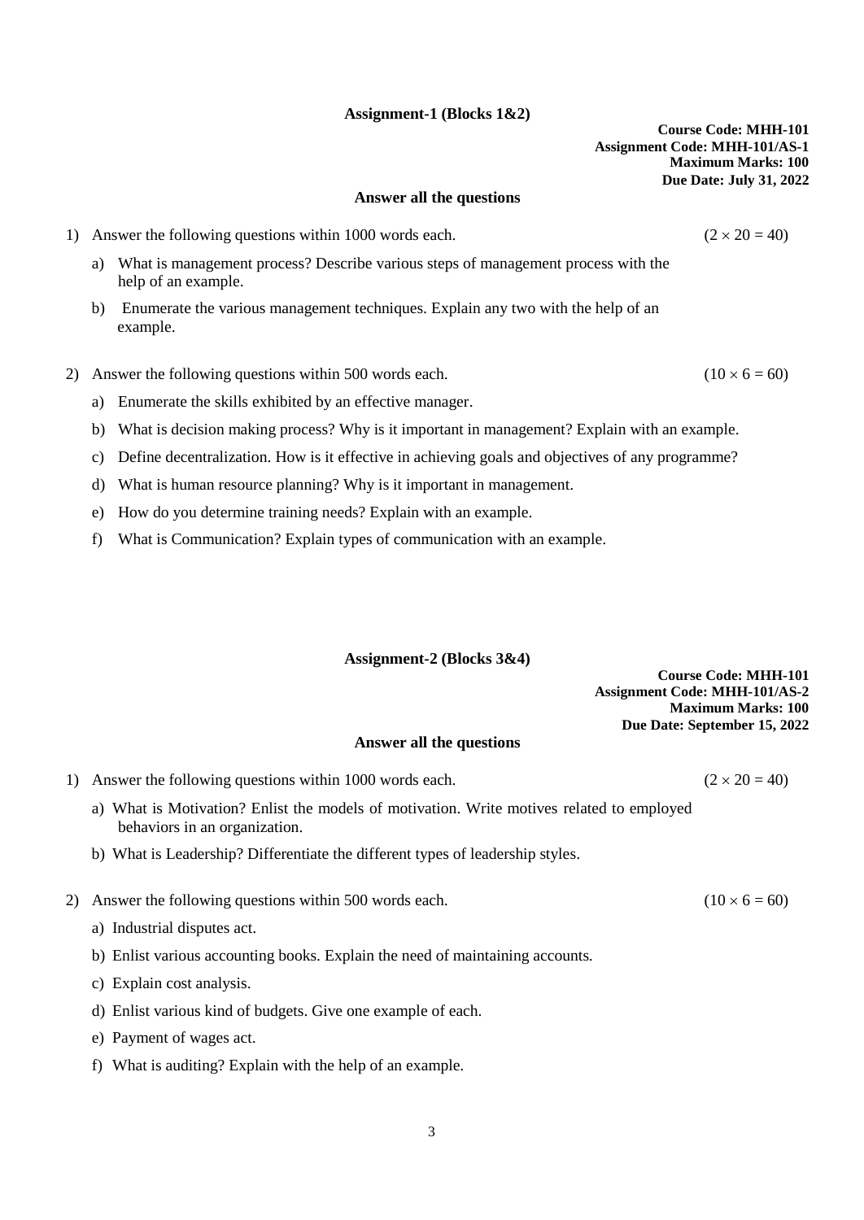## Assignment-1 (Blocks 1&2)

**Course Code: MHH-101**
**Assignment Code: MHH-101/AS-1**
**Maximum Marks: 100**
**Due Date: July 31, 2022**

**Answer all the questions**

1) Answer the following questions within 1000 words each. $(2 \times 20 = 40)$

   a) What is management process? Describe various steps of management process with the help of an example.

   b) Enumerate the various management techniques. Explain any two with the help of an example.

2) Answer the following questions within 500 words each. $(10 \times 6 = 60)$

   a) Enumerate the skills exhibited by an effective manager.

   b) What is decision making process? Why is it important in management? Explain with an example.

   c) Define decentralization. How is it effective in achieving goals and objectives of any programme?

   d) What is human resource planning? Why is it important in management.

   e) How do you determine training needs? Explain with an example.

   f) What is Communication? Explain types of communication with an example.

## Assignment-2 (Blocks 3&4)

**Course Code: MHH-101**
**Assignment Code: MHH-101/AS-2**
**Maximum Marks: 100**
**Due Date: September 15, 2022**

**Answer all the questions**

1) Answer the following questions within 1000 words each. $(2 \times 20 = 40)$

   a) What is Motivation? Enlist the models of motivation. Write motives related to employed behaviors in an organization.

   b) What is Leadership? Differentiate the different types of leadership styles.

2) Answer the following questions within 500 words each. $(10 \times 6 = 60)$

   a) Industrial disputes act.

   b) Enlist various accounting books. Explain the need of maintaining accounts.

   c) Explain cost analysis.

   d) Enlist various kind of budgets. Give one example of each.

   e) Payment of wages act.

   f) What is auditing? Explain with the help of an example.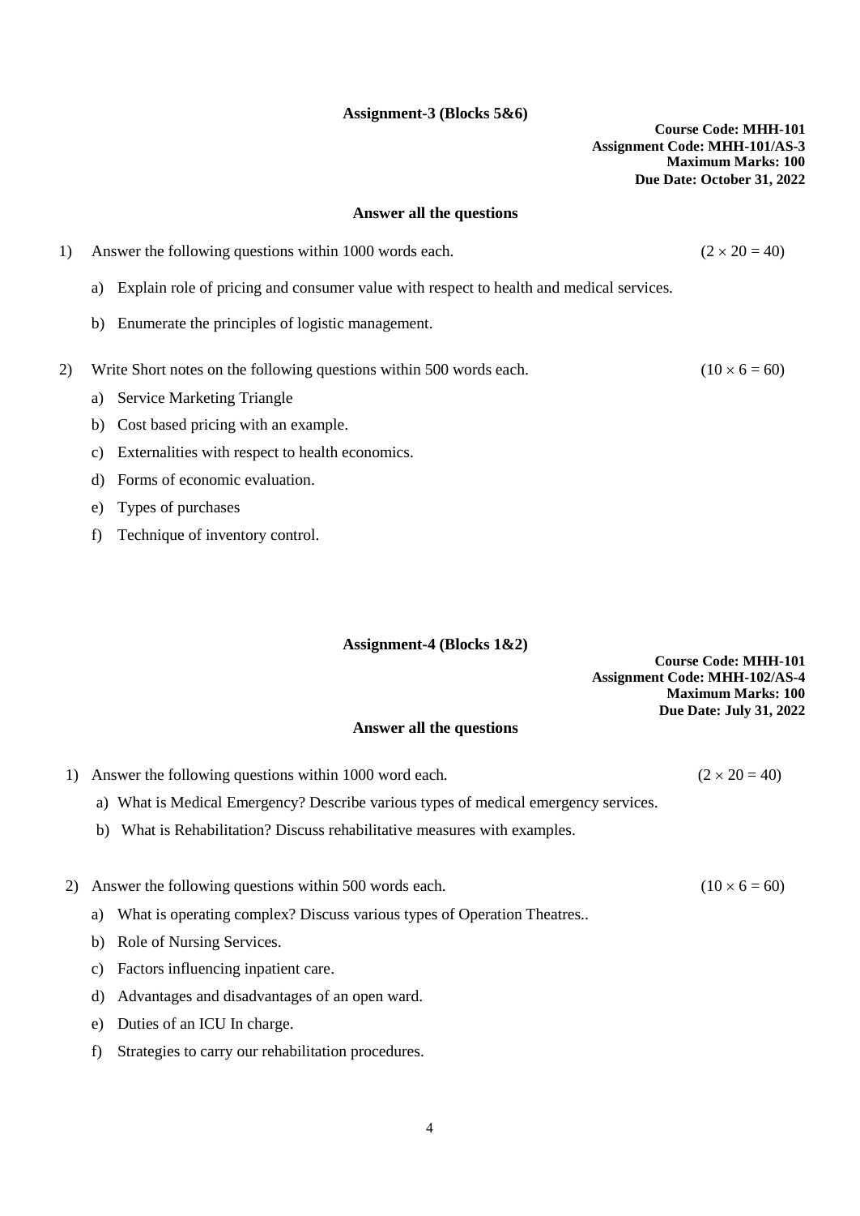## Assignment-3 (Blocks 5&6)

**Course Code: MHH-101**
**Assignment Code: MHH-101/AS-3**
**Maximum Marks: 100**
**Due Date: October 31, 2022**

**Answer all the questions**

1) Answer the following questions within 1000 words each. $(2 \times 20 = 40)$

   a) Explain role of pricing and consumer value with respect to health and medical services.

   b) Enumerate the principles of logistic management.

2) Write Short notes on the following questions within 500 words each. $(10 \times 6 = 60)$

   a) Service Marketing Triangle

   b) Cost based pricing with an example.

   c) Externalities with respect to health economics.

   d) Forms of economic evaluation.

   e) Types of purchases

   f) Technique of inventory control.

## Assignment-4 (Blocks 1&2)

**Course Code: MHH-101**
**Assignment Code: MHH-102/AS-4**
**Maximum Marks: 100**
**Due Date: July 31, 2022**

**Answer all the questions**

1) Answer the following questions within 1000 word each. $(2 \times 20 = 40)$

   a) What is Medical Emergency? Describe various types of medical emergency services.

   b) What is Rehabilitation? Discuss rehabilitative measures with examples.

2) Answer the following questions within 500 words each. $(10 \times 6 = 60)$

   a) What is operating complex? Discuss various types of Operation Theatres..

   b) Role of Nursing Services.

   c) Factors influencing inpatient care.

   d) Advantages and disadvantages of an open ward.

   e) Duties of an ICU In charge.

   f) Strategies to carry our rehabilitation procedures.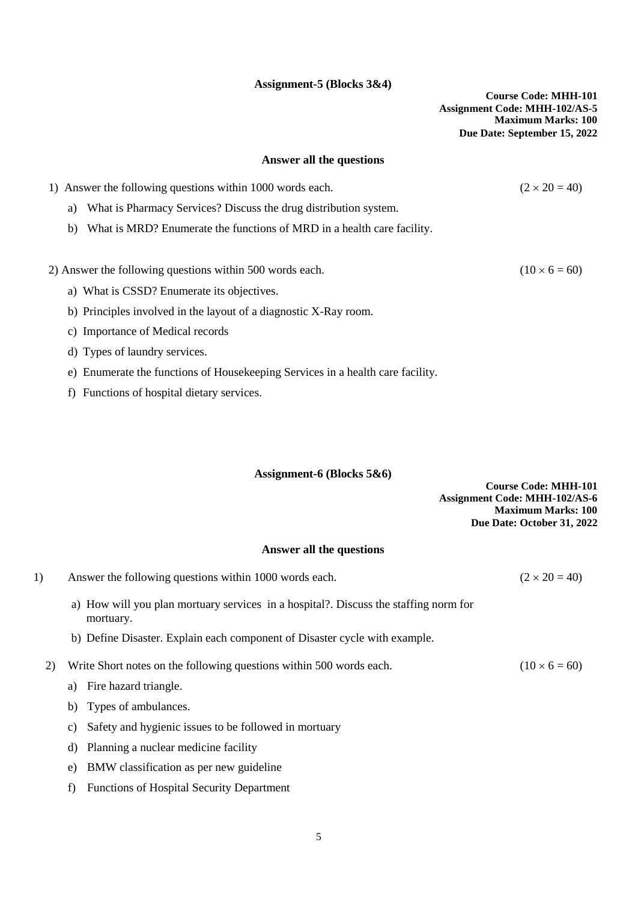## Assignment-5 (Blocks 3&4)

**Course Code: MHH-101**
**Assignment Code: MHH-102/AS-5**
**Maximum Marks: 100**
**Due Date: September 15, 2022**

### Answer all the questions

1) Answer the following questions within 1000 words each. $(2 \times 20 = 40)$

   a) What is Pharmacy Services? Discuss the drug distribution system.

   b) What is MRD? Enumerate the functions of MRD in a health care facility.

2) Answer the following questions within 500 words each. $(10 \times 6 = 60)$

   a) What is CSSD? Enumerate its objectives.

   b) Principles involved in the layout of a diagnostic X-Ray room.

   c) Importance of Medical records

   d) Types of laundry services.

   e) Enumerate the functions of Housekeeping Services in a health care facility.

   f) Functions of hospital dietary services.

## Assignment-6 (Blocks 5&6)

**Course Code: MHH-101**
**Assignment Code: MHH-102/AS-6**
**Maximum Marks: 100**
**Due Date: October 31, 2022**

### Answer all the questions

1) Answer the following questions within 1000 words each. $(2 \times 20 = 40)$

   a) How will you plan mortuary services in a hospital?. Discuss the staffing norm for mortuary.

   b) Define Disaster. Explain each component of Disaster cycle with example.

2) Write Short notes on the following questions within 500 words each. $(10 \times 6 = 60)$

   a) Fire hazard triangle.

   b) Types of ambulances.

   c) Safety and hygienic issues to be followed in mortuary

   d) Planning a nuclear medicine facility

   e) BMW classification as per new guideline

   f) Functions of Hospital Security Department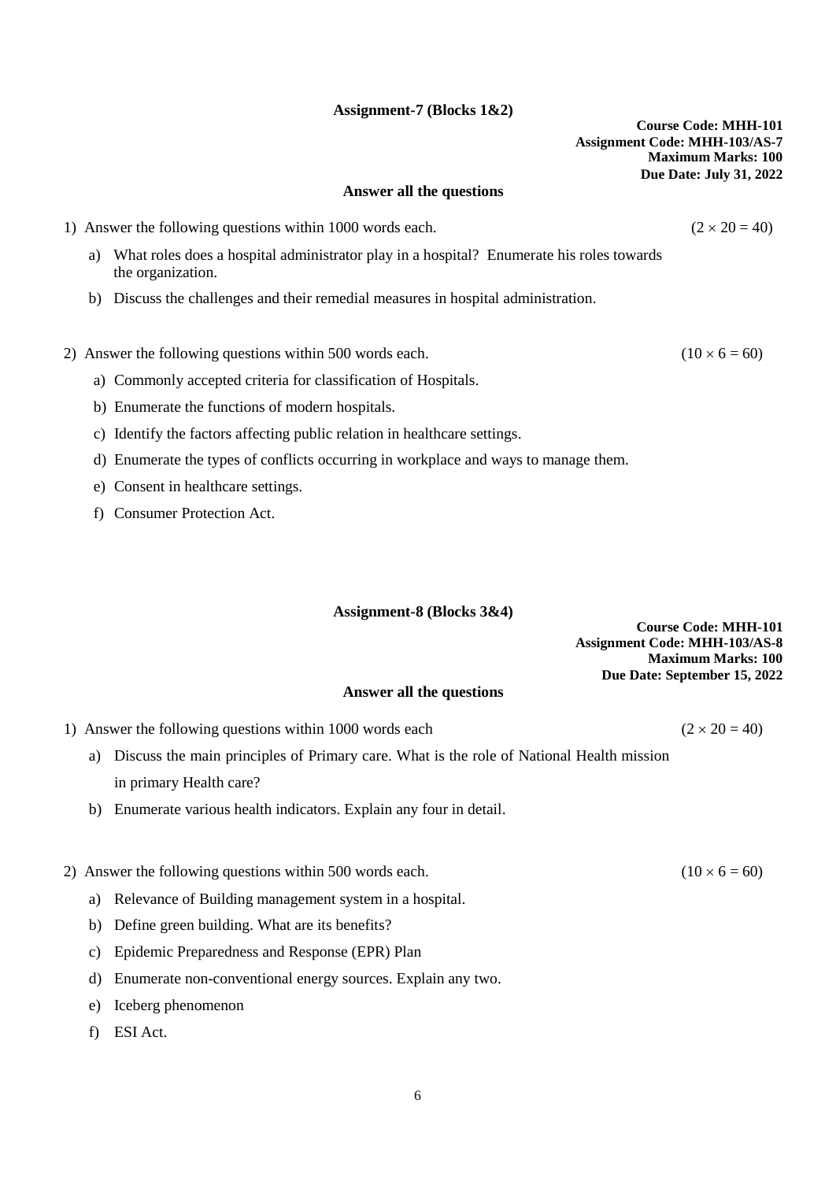## Assignment-7 (Blocks 1&2)

**Course Code: MHH-101**
**Assignment Code: MHH-103/AS-7**
**Maximum Marks: 100**
**Due Date: July 31, 2022**

**Answer all the questions**

1) Answer the following questions within 1000 words each. $(2 \times 20 = 40)$

   a) What roles does a hospital administrator play in a hospital? Enumerate his roles towards the organization.

   b) Discuss the challenges and their remedial measures in hospital administration.

2) Answer the following questions within 500 words each. $(10 \times 6 = 60)$

   a) Commonly accepted criteria for classification of Hospitals.

   b) Enumerate the functions of modern hospitals.

   c) Identify the factors affecting public relation in healthcare settings.

   d) Enumerate the types of conflicts occurring in workplace and ways to manage them.

   e) Consent in healthcare settings.

   f) Consumer Protection Act.

## Assignment-8 (Blocks 3&4)

**Course Code: MHH-101**
**Assignment Code: MHH-103/AS-8**
**Maximum Marks: 100**
**Due Date: September 15, 2022**

**Answer all the questions**

1) Answer the following questions within 1000 words each $(2 \times 20 = 40)$

   a) Discuss the main principles of Primary care. What is the role of National Health mission in primary Health care?

   b) Enumerate various health indicators. Explain any four in detail.

2) Answer the following questions within 500 words each. $(10 \times 6 = 60)$

   a) Relevance of Building management system in a hospital.

   b) Define green building. What are its benefits?

   c) Epidemic Preparedness and Response (EPR) Plan

   d) Enumerate non-conventional energy sources. Explain any two.

   e) Iceberg phenomenon

   f) ESI Act.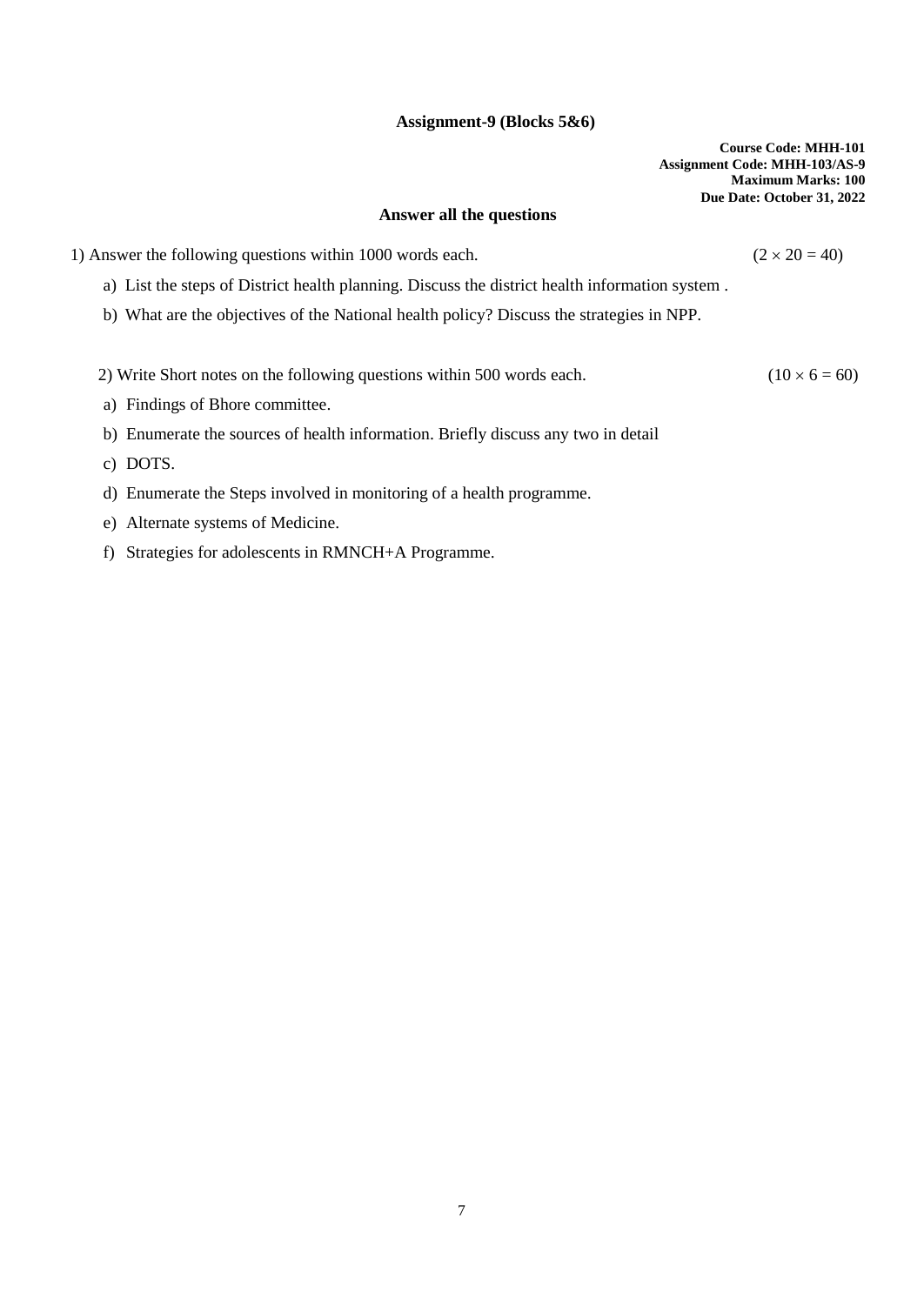**Assignment-9 (Blocks 5&6)**

**Course Code: MHH-101**
**Assignment Code: MHH-103/AS-9**
**Maximum Marks: 100**
**Due Date: October 31, 2022**

**Answer all the questions**

1) Answer the following questions within 1000 words each. $(2 \times 20 = 40)$

a) List the steps of District health planning. Discuss the district health information system .

b) What are the objectives of the National health policy? Discuss the strategies in NPP.

2) Write Short notes on the following questions within 500 words each. $(10 \times 6 = 60)$

a) Findings of Bhore committee.

b) Enumerate the sources of health information. Briefly discuss any two in detail

c) DOTS.

d) Enumerate the Steps involved in monitoring of a health programme.

e) Alternate systems of Medicine.

f) Strategies for adolescents in RMNCH+A Programme.